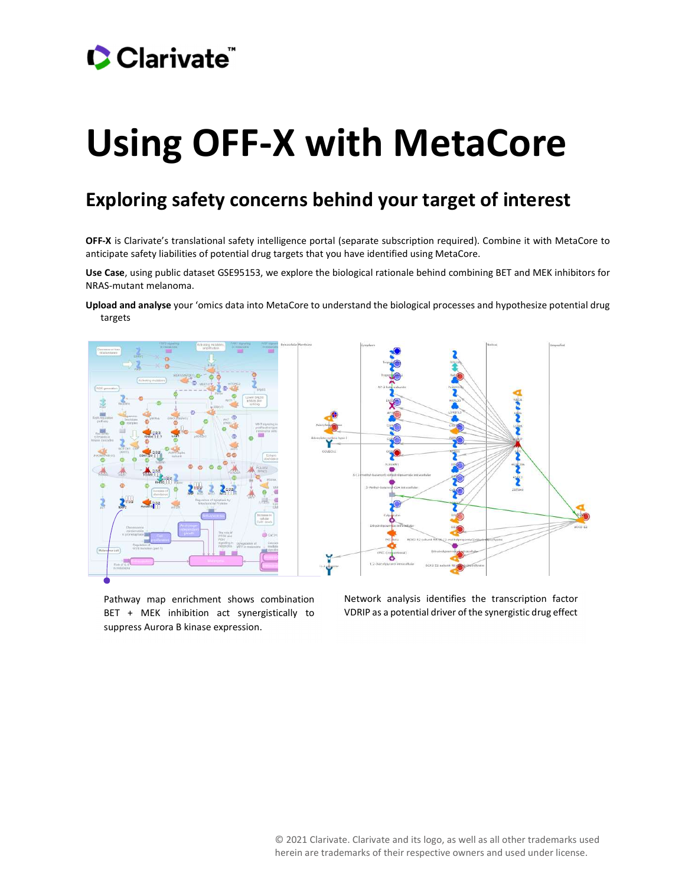# Using OFF-X with MetaCore

## Exploring safety concerns behind your target of interest

**OFF-X** is Clarivate's translational safety intelligence portal (separate subscription required). Combine it with MetaCore to anticipate safety liabilities of potential drug targets that you have identified using MetaCore.

**Use Case**, using public dataset GSE95153, we explore the biological rationale behind combining BET and MEK inhibitors for NRAS-mutant melanoma.

**Upload and analyse** your 'omics data into MetaCore to understand the biological processes and hypothesize potential drug targets

Pathway map enrichment shows combination BET + MEK inhibition act synergistically to suppress Aurora B kinase expression.

Network analysis identifies the transcription factor VDRIP as a potential driver of the synergistic drug effect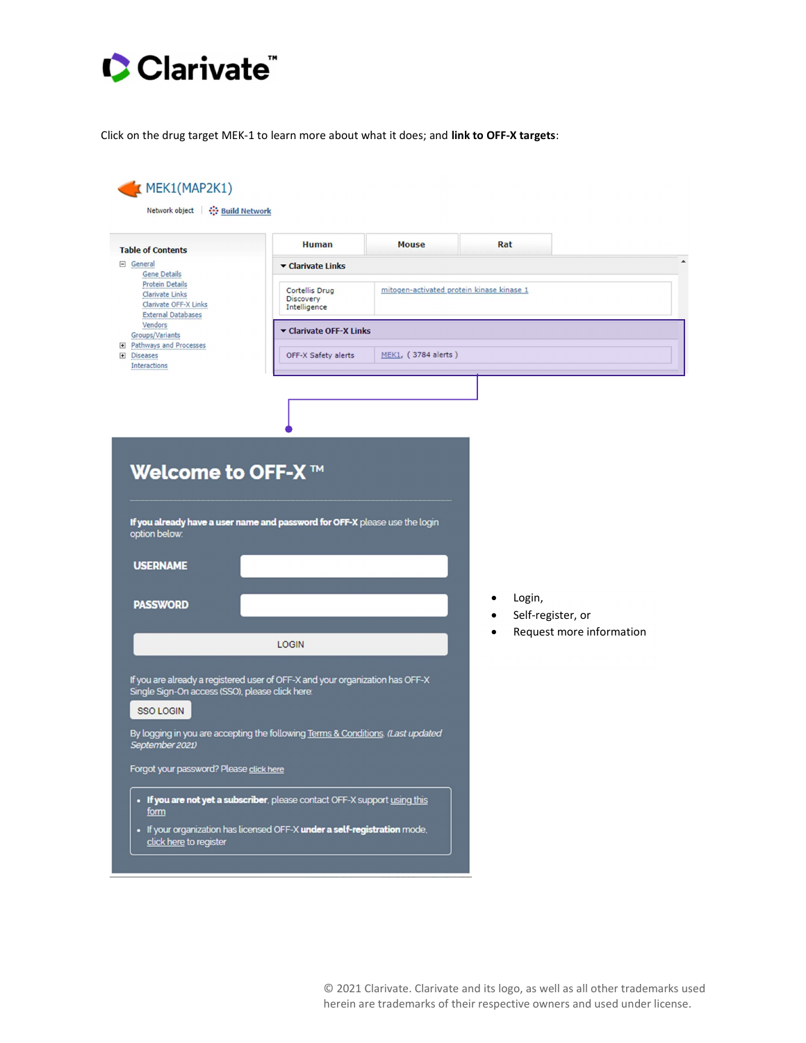Click on the drug target MEK-1 to learn more about what it does; and **link to OFF-X targets**:

MEK1(MAP2K1)

Network object | Build Network

**Table of Contents**

- General
  - Gene Details
  - Protein Details
  - Clarivate Links
  - Clarivate OFF-X Links
  - External Databases
  - Vendors
- Groups/Variants
- Pathways and Processes
- Diseases
- Interactions

| Human | Mouse | Rat |
|---|---|---|

**Clarivate Links**

| Cortellis Drug Discovery Intelligence | mitogen-activated protein kinase kinase 1 |
|---|---|

**Clarivate OFF-X Links**

| OFF-X Safety alerts | MEK1, ( 3784 alerts ) |
|---|---|

# Welcome to OFF-X ™

**If you already have a user name and password for OFF-X** please use the login option below:

USERNAME

PASSWORD

LOGIN

If you are already a registered user of OFF-X and your organization has OFF-X Single Sign-On access (SSO), please click here:

SSO LOGIN

By logging in you are accepting the following Terms & Conditions. *(Last updated September 2021)*

Forgot your password? Please click here

- **If you are not yet a subscriber**, please contact OFF-X support using this form
- If your organization has licensed OFF-X **under a self-registration** mode, click here to register

- Login,
- Self-register, or
- Request more information

© 2021 Clarivate. Clarivate and its logo, as well as all other trademarks used herein are trademarks of their respective owners and used under license.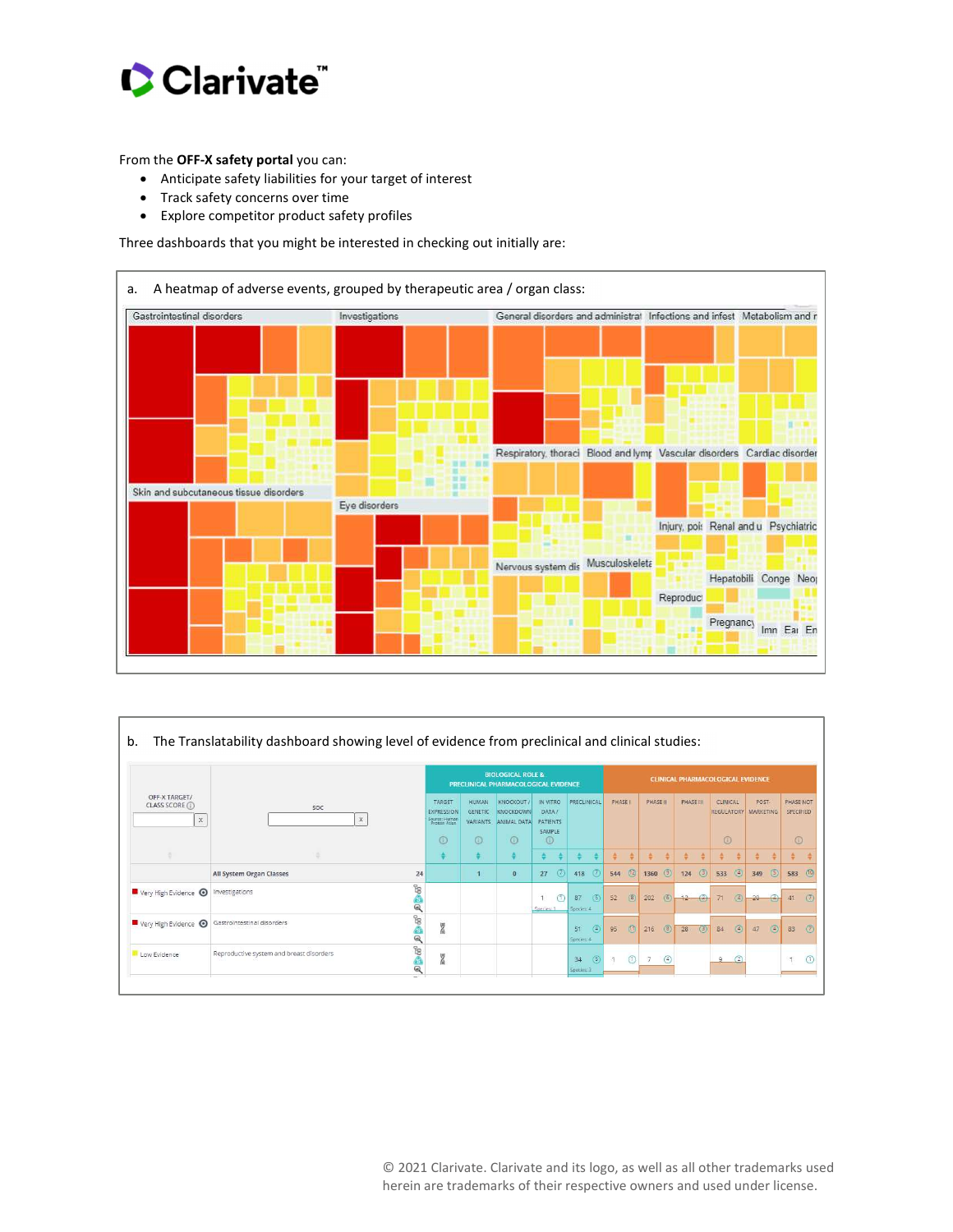From the **OFF-X safety portal** you can:

- Anticipate safety liabilities for your target of interest
- Track safety concerns over time
- Explore competitor product safety profiles

Three dashboards that you might be interested in checking out initially are:

a. A heatmap of adverse events, grouped by therapeutic area / organ class:

b. The Translatability dashboard showing level of evidence from preclinical and clinical studies:

© 2021 Clarivate. Clarivate and its logo, as well as all other trademarks used herein are trademarks of their respective owners and used under license.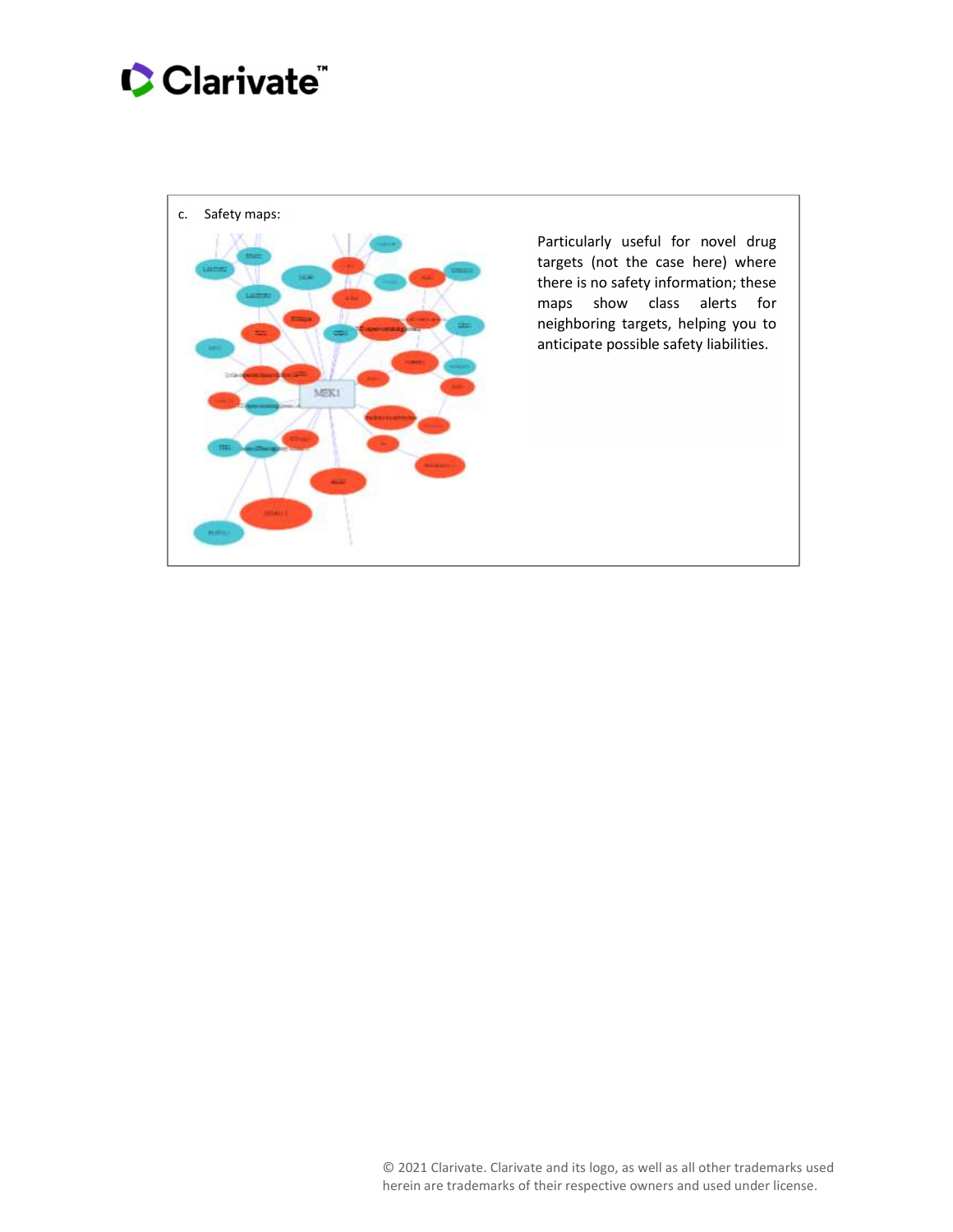c. Safety maps:

Particularly useful for novel drug targets (not the case here) where there is no safety information; these maps show class alerts for neighboring targets, helping you to anticipate possible safety liabilities.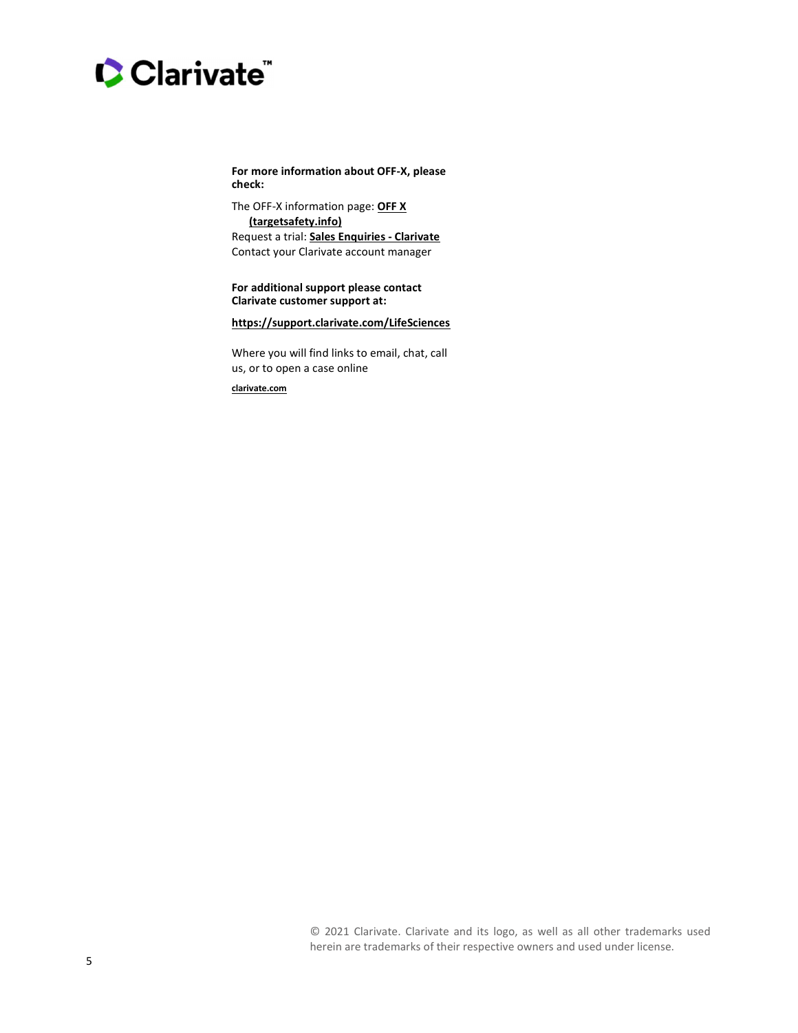**For more information about OFF-X, please check:**

The OFF-X information page: **OFF X (targetsafety.info)**
Request a trial: **Sales Enquiries - Clarivate**
Contact your Clarivate account manager

**For additional support please contact Clarivate customer support at:**

**https://support.clarivate.com/LifeSciences**

Where you will find links to email, chat, call us, or to open a case online

**clarivate.com**

© 2021 Clarivate. Clarivate and its logo, as well as all other trademarks used herein are trademarks of their respective owners and used under license.